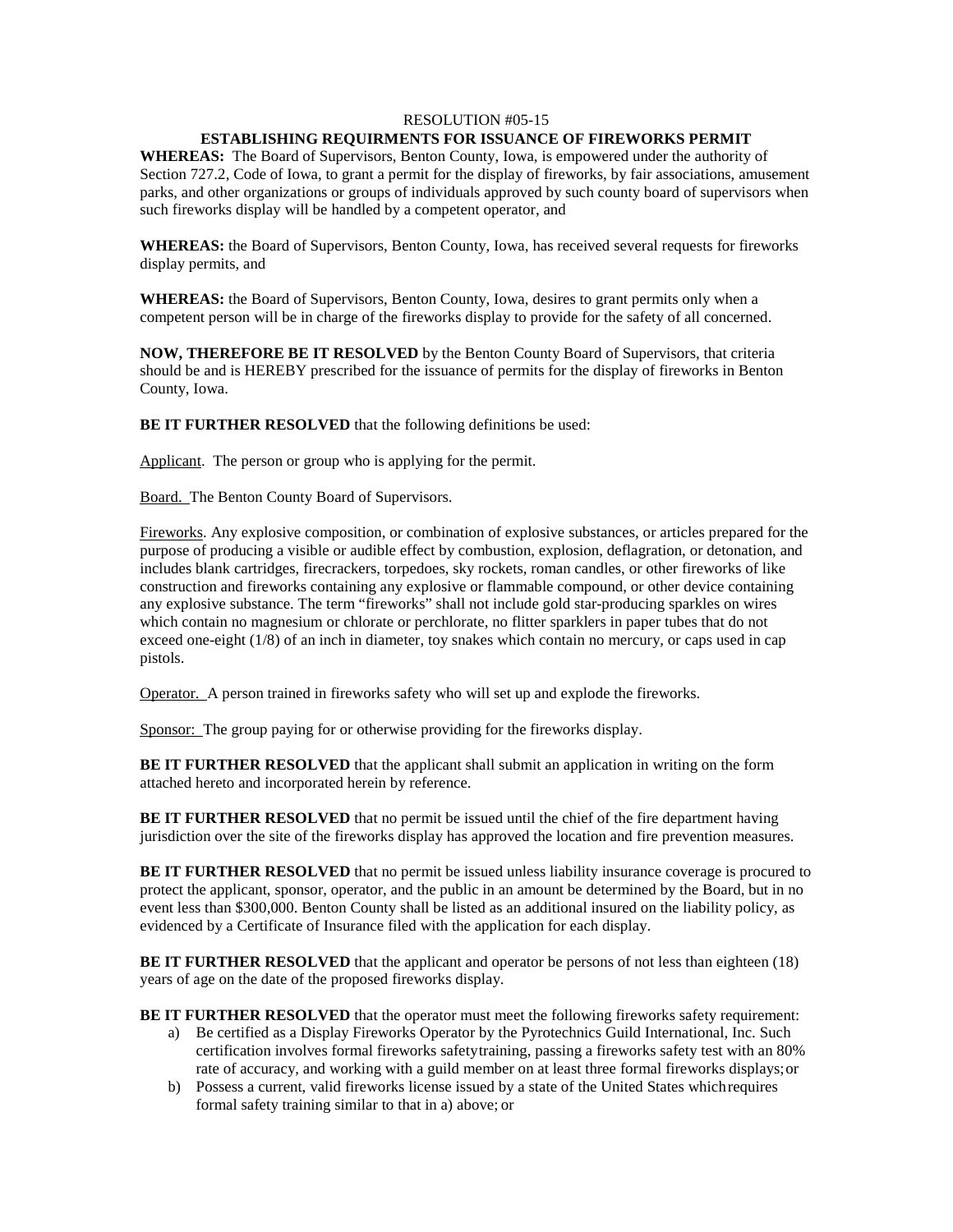RESOLUTION #05-15

**ESTABLISHING REQUIRMENTS FOR ISSUANCE OF FIREWORKS PERMIT**

**WHEREAS:** The Board of Supervisors, Benton County, Iowa, is empowered under the authority of Section 727.2, Code of Iowa, to grant a permit for the display of fireworks, by fair associations, amusement parks, and other organizations or groups of individuals approved by such county board of supervisors when such fireworks display will be handled by a competent operator, and

**WHEREAS:** the Board of Supervisors, Benton County, Iowa, has received several requests for fireworks display permits, and

**WHEREAS:** the Board of Supervisors, Benton County, Iowa, desires to grant permits only when a competent person will be in charge of the fireworks display to provide for the safety of all concerned.

**NOW, THEREFORE BE IT RESOLVED** by the Benton County Board of Supervisors, that criteria should be and is HEREBY prescribed for the issuance of permits for the display of fireworks in Benton County, Iowa.

**BE IT FURTHER RESOLVED** that the following definitions be used:

Applicant. The person or group who is applying for the permit.

Board. The Benton County Board of Supervisors.

Fireworks. Any explosive composition, or combination of explosive substances, or articles prepared for the purpose of producing a visible or audible effect by combustion, explosion, deflagration, or detonation, and includes blank cartridges, firecrackers, torpedoes, sky rockets, roman candles, or other fireworks of like construction and fireworks containing any explosive or flammable compound, or other device containing any explosive substance. The term "fireworks" shall not include gold star-producing sparkles on wires which contain no magnesium or chlorate or perchlorate, no flitter sparklers in paper tubes that do not exceed one-eight (1/8) of an inch in diameter, toy snakes which contain no mercury, or caps used in cap pistols.

Operator. A person trained in fireworks safety who will set up and explode the fireworks.

Sponsor: The group paying for or otherwise providing for the fireworks display.

**BE IT FURTHER RESOLVED** that the applicant shall submit an application in writing on the form attached hereto and incorporated herein by reference.

**BE IT FURTHER RESOLVED** that no permit be issued until the chief of the fire department having jurisdiction over the site of the fireworks display has approved the location and fire prevention measures.

**BE IT FURTHER RESOLVED** that no permit be issued unless liability insurance coverage is procured to protect the applicant, sponsor, operator, and the public in an amount be determined by the Board, but in no event less than $300,000. Benton County shall be listed as an additional insured on the liability policy, as evidenced by a Certificate of Insurance filed with the application for each display.

**BE IT FURTHER RESOLVED** that the applicant and operator be persons of not less than eighteen (18) years of age on the date of the proposed fireworks display.

**BE IT FURTHER RESOLVED** that the operator must meet the following fireworks safety requirement:

a) Be certified as a Display Fireworks Operator by the Pyrotechnics Guild International, Inc. Such certification involves formal fireworks safety training, passing a fireworks safety test with an 80% rate of accuracy, and working with a guild member on at least three formal fireworks displays; or
b) Possess a current, valid fireworks license issued by a state of the United States which requires formal safety training similar to that in a) above; or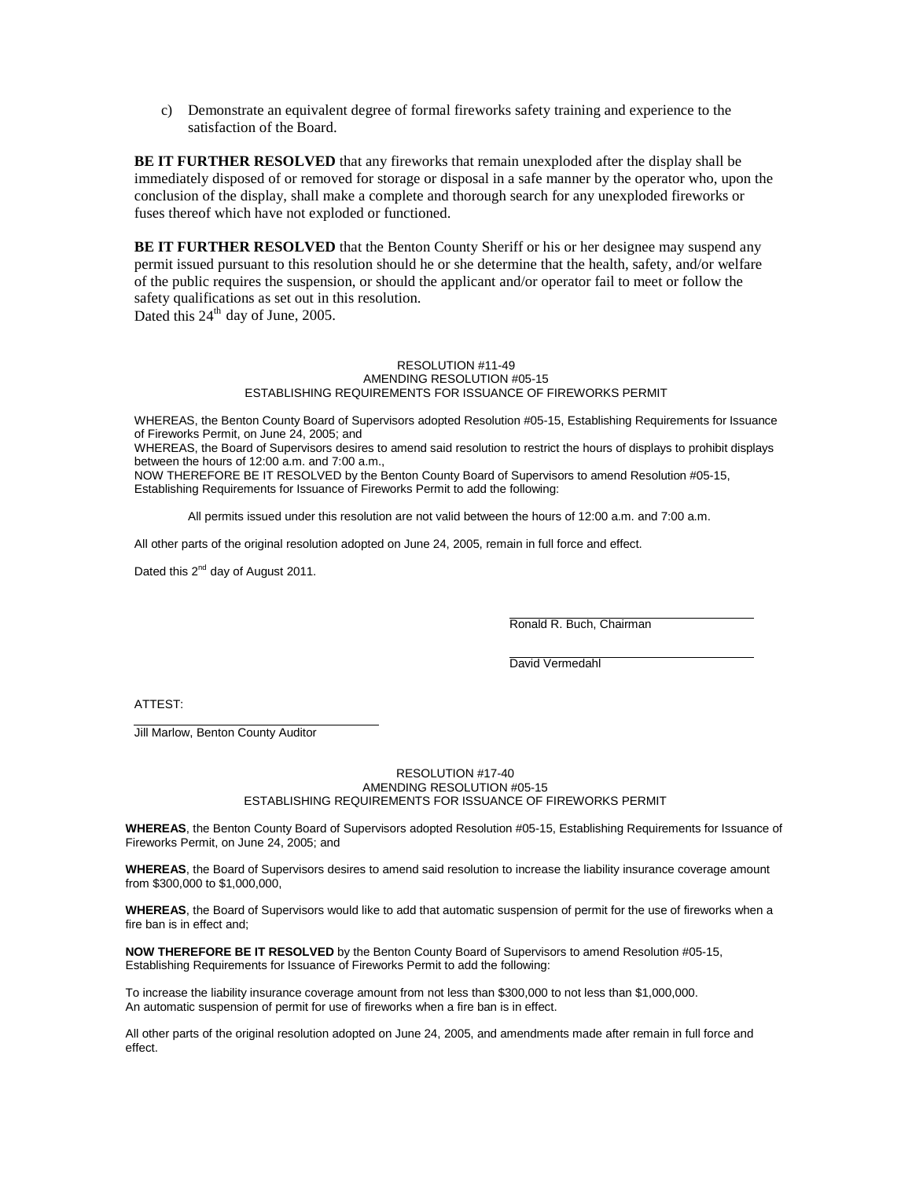c) Demonstrate an equivalent degree of formal fireworks safety training and experience to the satisfaction of the Board.

**BE IT FURTHER RESOLVED** that any fireworks that remain unexploded after the display shall be immediately disposed of or removed for storage or disposal in a safe manner by the operator who, upon the conclusion of the display, shall make a complete and thorough search for any unexploded fireworks or fuses thereof which have not exploded or functioned.

**BE IT FURTHER RESOLVED** that the Benton County Sheriff or his or her designee may suspend any permit issued pursuant to this resolution should he or she determine that the health, safety, and/or welfare of the public requires the suspension, or should the applicant and/or operator fail to meet or follow the safety qualifications as set out in this resolution.
Dated this 24th day of June, 2005.

RESOLUTION #11-49
AMENDING RESOLUTION #05-15
ESTABLISHING REQUIREMENTS FOR ISSUANCE OF FIREWORKS PERMIT

WHEREAS, the Benton County Board of Supervisors adopted Resolution #05-15, Establishing Requirements for Issuance of Fireworks Permit, on June 24, 2005; and
WHEREAS, the Board of Supervisors desires to amend said resolution to restrict the hours of displays to prohibit displays between the hours of 12:00 a.m. and 7:00 a.m.,
NOW THEREFORE BE IT RESOLVED by the Benton County Board of Supervisors to amend Resolution #05-15, Establishing Requirements for Issuance of Fireworks Permit to add the following:

All permits issued under this resolution are not valid between the hours of 12:00 a.m. and 7:00 a.m.

All other parts of the original resolution adopted on June 24, 2005, remain in full force and effect.

Dated this 2nd day of August 2011.

Ronald R. Buch, Chairman

David Vermedahl

ATTEST:

Jill Marlow, Benton County Auditor

RESOLUTION #17-40
AMENDING RESOLUTION #05-15
ESTABLISHING REQUIREMENTS FOR ISSUANCE OF FIREWORKS PERMIT

**WHEREAS**, the Benton County Board of Supervisors adopted Resolution #05-15, Establishing Requirements for Issuance of Fireworks Permit, on June 24, 2005; and

**WHEREAS**, the Board of Supervisors desires to amend said resolution to increase the liability insurance coverage amount from $300,000 to $1,000,000,

**WHEREAS**, the Board of Supervisors would like to add that automatic suspension of permit for the use of fireworks when a fire ban is in effect and;

**NOW THEREFORE BE IT RESOLVED** by the Benton County Board of Supervisors to amend Resolution #05-15, Establishing Requirements for Issuance of Fireworks Permit to add the following:

To increase the liability insurance coverage amount from not less than $300,000 to not less than $1,000,000.
An automatic suspension of permit for use of fireworks when a fire ban is in effect.

All other parts of the original resolution adopted on June 24, 2005, and amendments made after remain in full force and effect.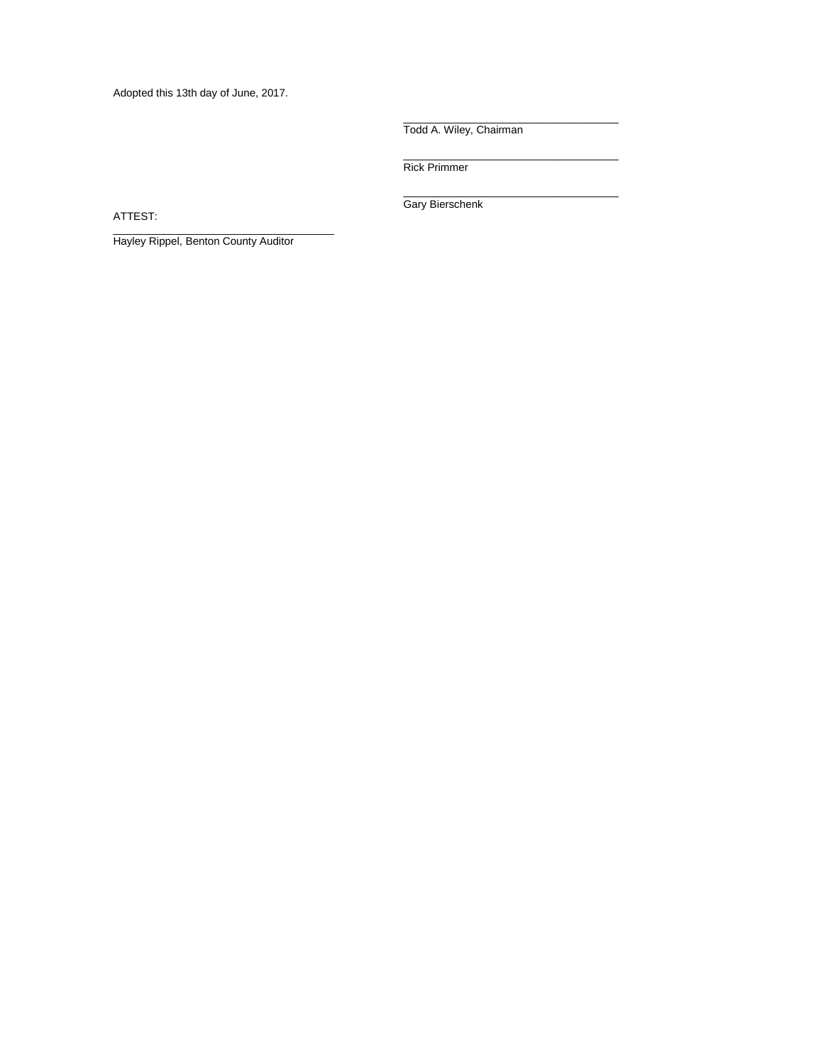Adopted this 13th day of June, 2017.

\_\_\_\_\_\_\_\_\_\_\_\_\_\_\_\_\_\_\_\_\_\_\_\_\_\_\_\_\_\_\_\_\_\_
Todd A. Wiley, Chairman

\_\_\_\_\_\_\_\_\_\_\_\_\_\_\_\_\_\_\_\_\_\_\_\_\_\_\_\_\_\_\_\_\_\_
Rick Primmer

\_\_\_\_\_\_\_\_\_\_\_\_\_\_\_\_\_\_\_\_\_\_\_\_\_\_\_\_\_\_\_\_\_\_
Gary Bierschenk

ATTEST:

\_\_\_\_\_\_\_\_\_\_\_\_\_\_\_\_\_\_\_\_\_\_\_\_\_\_\_\_\_\_\_\_\_\_
Hayley Rippel, Benton County Auditor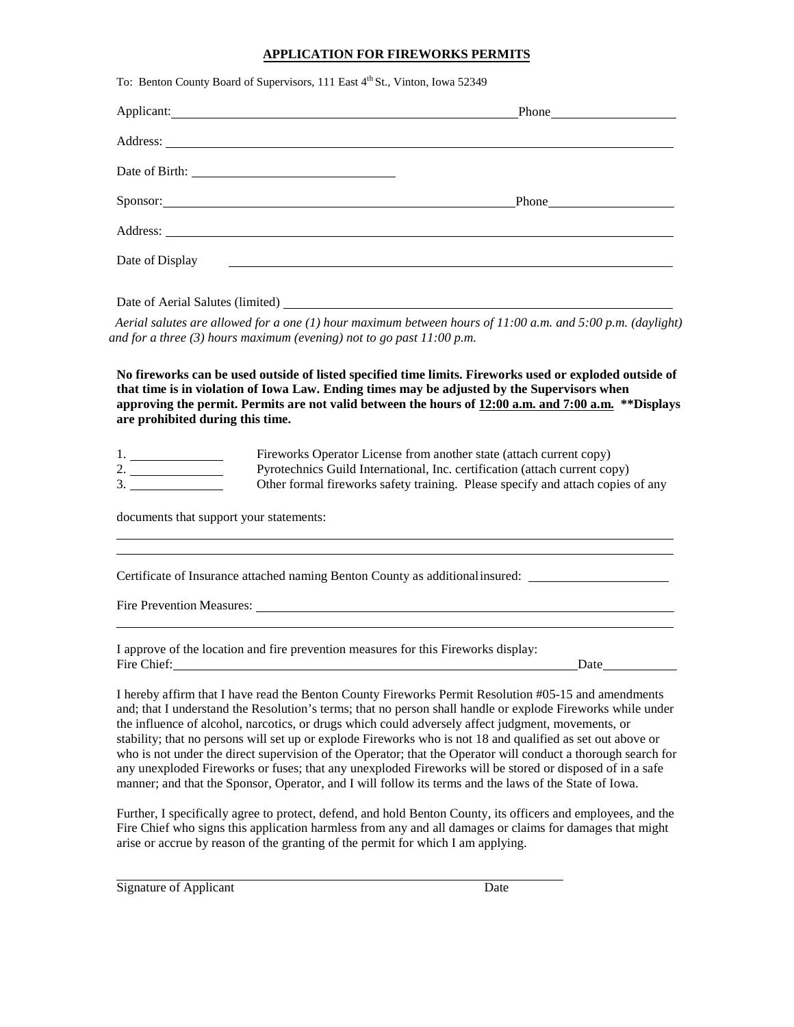# APPLICATION FOR FIREWORKS PERMITS

To: Benton County Board of Supervisors, 111 East 4th St., Vinton, Iowa 52349

Applicant: ______________________________________________ Phone ________________

Address: ______________________________________________________________________

Date of Birth: ____________________________

Sponsor: ______________________________________________ Phone ________________

Address: ______________________________________________________________________

Date of Display ________________________________________________________________

Date of Aerial Salutes (limited) _______________________________________________

*Aerial salutes are allowed for a one (1) hour maximum between hours of 11:00 a.m. and 5:00 p.m. (daylight) and for a three (3) hours maximum (evening) not to go past 11:00 p.m.*

**No fireworks can be used outside of listed specified time limits. Fireworks used or exploded outside of that time is in violation of Iowa Law. Ending times may be adjusted by the Supervisors when approving the permit. Permits are not valid between the hours of <u>12:00 a.m. and 7:00 a.m.</u> \*\*Displays are prohibited during this time.**

1. ____________ Fireworks Operator License from another state (attach current copy)
2. ____________ Pyrotechnics Guild International, Inc. certification (attach current copy)
3. ____________ Other formal fireworks safety training. Please specify and attach copies of any documents that support your statements:

_______________________________________________________________________________

_______________________________________________________________________________

Certificate of Insurance attached naming Benton County as additional insured: ________________

Fire Prevention Measures: ______________________________________________________

_______________________________________________________________________________

I approve of the location and fire prevention measures for this Fireworks display:
Fire Chief: _____________________________________________________ Date __________

I hereby affirm that I have read the Benton County Fireworks Permit Resolution #05-15 and amendments and; that I understand the Resolution's terms; that no person shall handle or explode Fireworks while under the influence of alcohol, narcotics, or drugs which could adversely affect judgment, movements, or stability; that no persons will set up or explode Fireworks who is not 18 and qualified as set out above or who is not under the direct supervision of the Operator; that the Operator will conduct a thorough search for any unexploded Fireworks or fuses; that any unexploded Fireworks will be stored or disposed of in a safe manner; and that the Sponsor, Operator, and I will follow its terms and the laws of the State of Iowa.

Further, I specifically agree to protect, defend, and hold Benton County, its officers and employees, and the Fire Chief who signs this application harmless from any and all damages or claims for damages that might arise or accrue by reason of the granting of the permit for which I am applying.

_______________________________________________________________________________

Signature of Applicant Date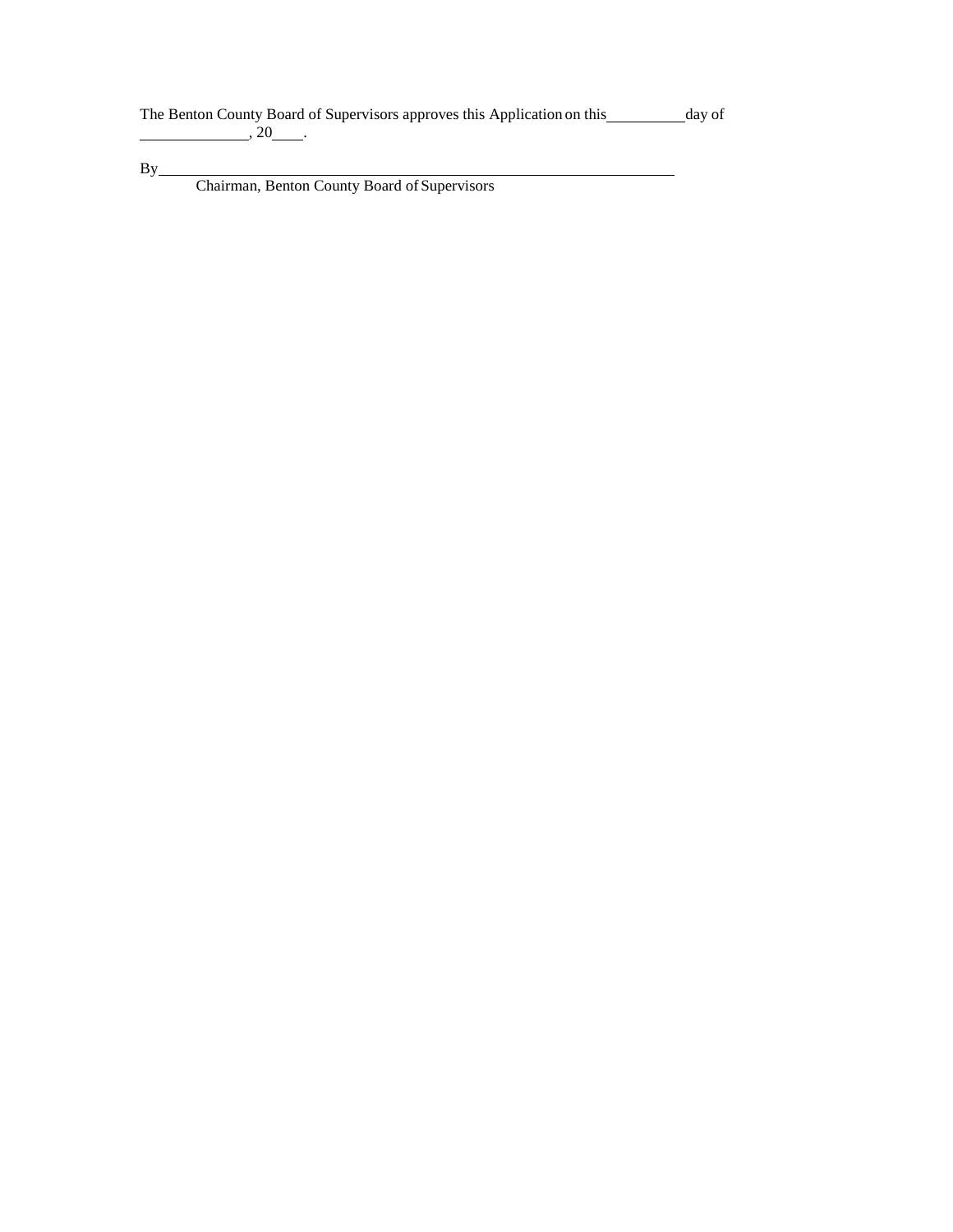The Benton County Board of Supervisors approves this Application on this__________day of ______________, 20____.

By_________________________________________________________________

Chairman, Benton County Board of Supervisors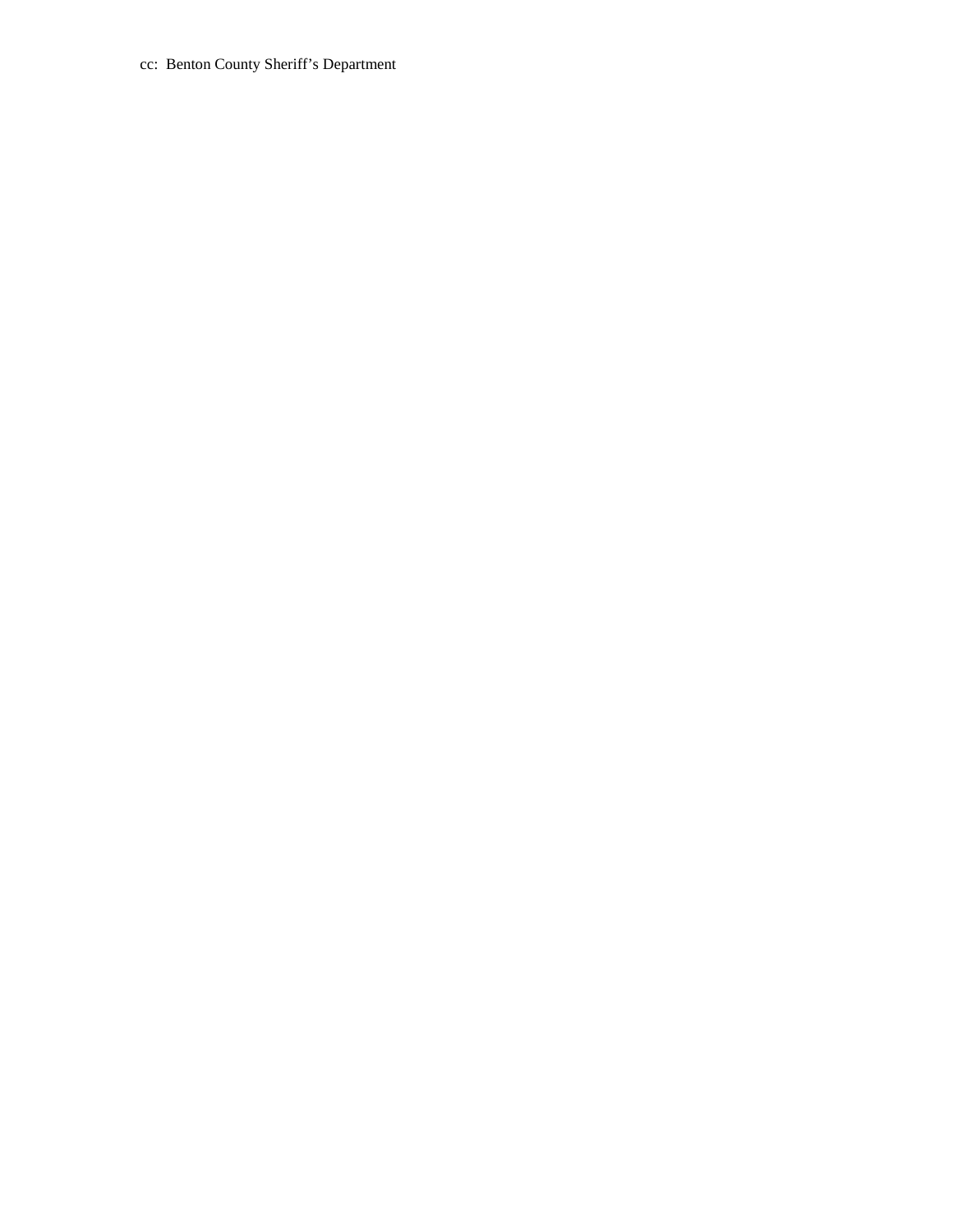cc: Benton County Sheriff's Department